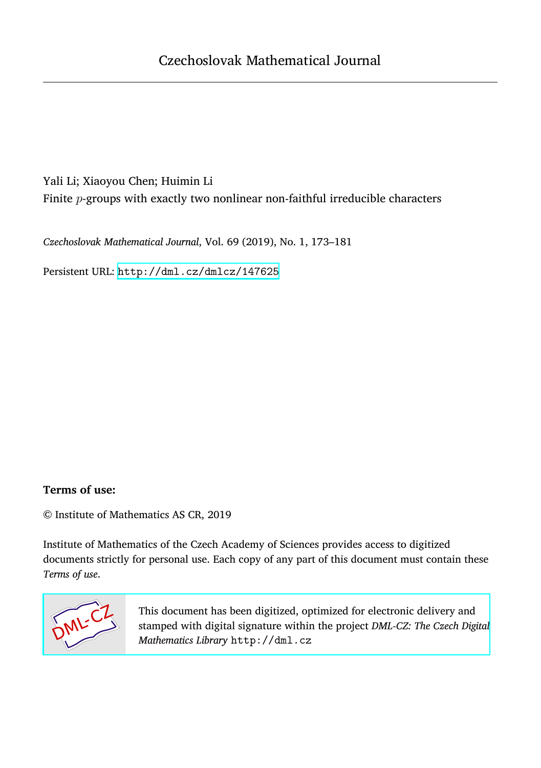# Czechoslovak Mathematical Journal

Yali Li; Xiaoyou Chen; Huimin Li

Finite $p$-groups with exactly two nonlinear non-faithful irreducible characters

*Czechoslovak Mathematical Journal*, Vol. 69 (2019), No. 1, 173–181

Persistent URL: http://dml.cz/dmlcz/147625

**Terms of use:**

© Institute of Mathematics AS CR, 2019

Institute of Mathematics of the Czech Academy of Sciences provides access to digitized documents strictly for personal use. Each copy of any part of this document must contain these *Terms of use*.

This document has been digitized, optimized for electronic delivery and stamped with digital signature within the project *DML-CZ: The Czech Digital Mathematics Library* http://dml.cz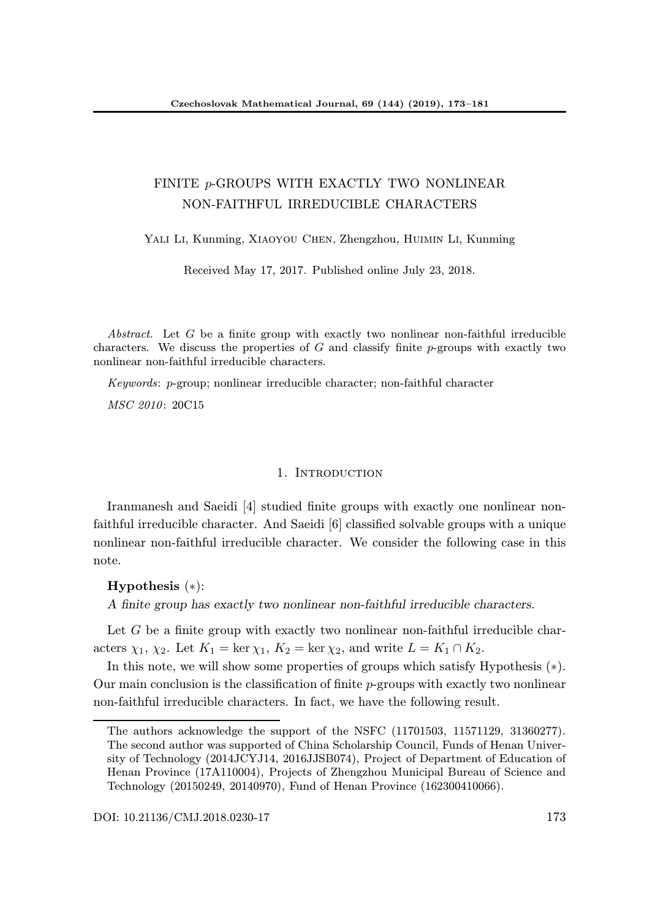# FINITE $p$-GROUPS WITH EXACTLY TWO NONLINEAR NON-FAITHFUL IRREDUCIBLE CHARACTERS

Yali Li, Kunming, Xiaoyou Chen, Zhengzhou, Huimin Li, Kunming

Received May 17, 2017. Published online July 23, 2018.

*Abstract.* Let $G$ be a finite group with exactly two nonlinear non-faithful irreducible characters. We discuss the properties of $G$ and classify finite $p$-groups with exactly two nonlinear non-faithful irreducible characters.

*Keywords*: $p$-group; nonlinear irreducible character; non-faithful character

*MSC 2010*: 20C15

## 1. Introduction

Iranmanesh and Saeidi [4] studied finite groups with exactly one nonlinear non-faithful irreducible character. And Saeidi [6] classified solvable groups with a unique nonlinear non-faithful irreducible character. We consider the following case in this note.

**Hypothesis** $(*)$:

*A finite group has exactly two nonlinear non-faithful irreducible characters.*

Let $G$ be a finite group with exactly two nonlinear non-faithful irreducible characters $\chi_1$, $\chi_2$. Let $K_1 = \ker\chi_1$, $K_2 = \ker\chi_2$, and write $L = K_1 \cap K_2$.

In this note, we will show some properties of groups which satisfy Hypothesis $(*)$. Our main conclusion is the classification of finite $p$-groups with exactly two nonlinear non-faithful irreducible characters. In fact, we have the following result.

---

The authors acknowledge the support of the NSFC (11701503, 11571129, 31360277). The second author was supported of China Scholarship Council, Funds of Henan University of Technology (2014JCYJ14, 2016JJSB074), Project of Department of Education of Henan Province (17A110004), Projects of Zhengzhou Municipal Bureau of Science and Technology (20150249, 20140970), Fund of Henan Province (162300410066).

DOI: 10.21136/CMJ.2018.0230-17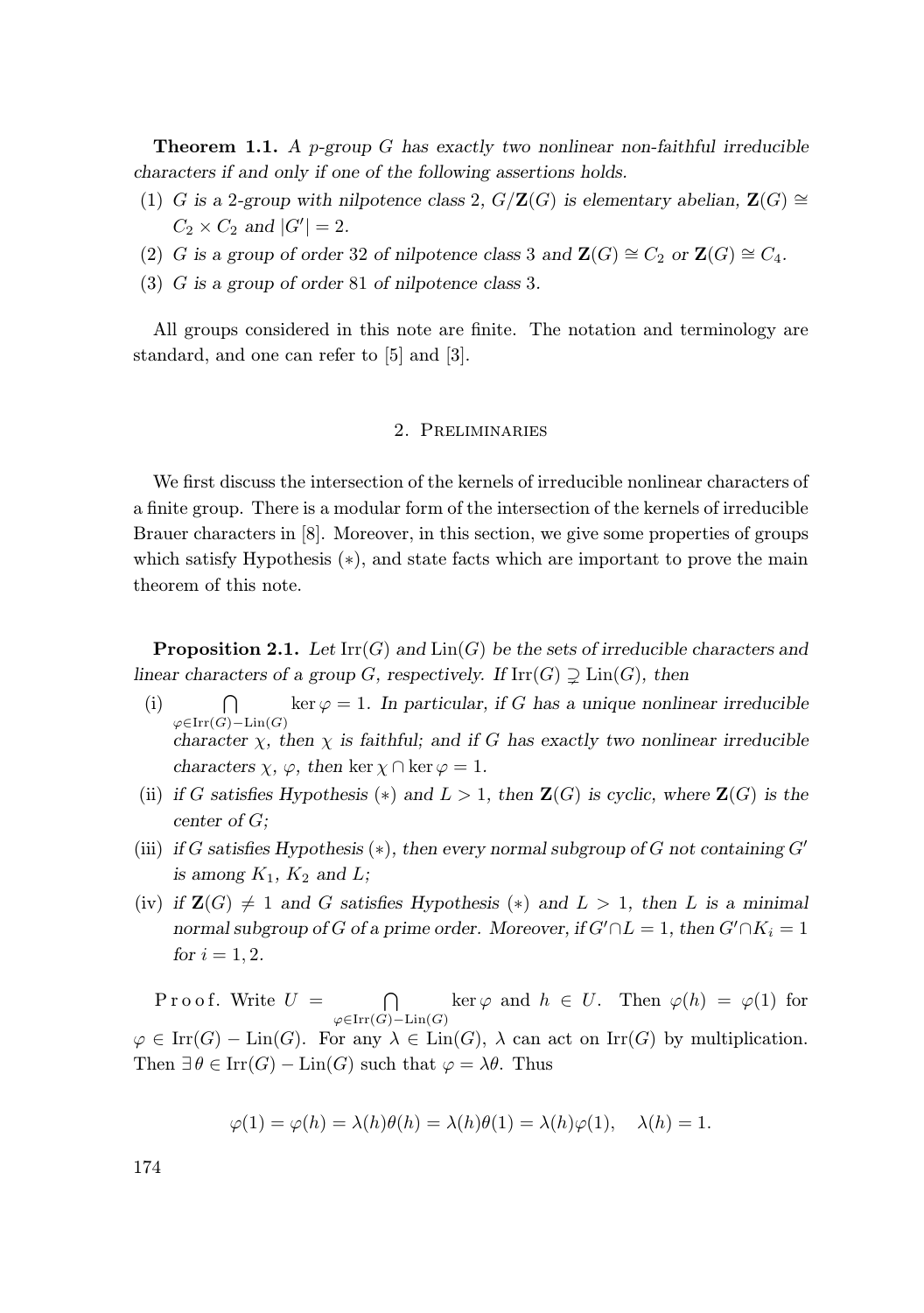**Theorem 1.1.** *A $p$-group $G$ has exactly two nonlinear non-faithful irreducible characters if and only if one of the following assertions holds.*

(1) *$G$ is a 2-group with nilpotence class 2, $G/\mathbf{Z}(G)$ is elementary abelian, $\mathbf{Z}(G) \cong C_2 \times C_2$ and $|G'| = 2$.*

(2) *$G$ is a group of order 32 of nilpotence class 3 and $\mathbf{Z}(G) \cong C_2$ or $\mathbf{Z}(G) \cong C_4$.*

(3) *$G$ is a group of order 81 of nilpotence class 3.*

All groups considered in this note are finite. The notation and terminology are standard, and one can refer to [5] and [3].

## 2. Preliminaries

We first discuss the intersection of the kernels of irreducible nonlinear characters of a finite group. There is a modular form of the intersection of the kernels of irreducible Brauer characters in [8]. Moreover, in this section, we give some properties of groups which satisfy Hypothesis $(*)$, and state facts which are important to prove the main theorem of this note.

**Proposition 2.1.** *Let $\mathrm{Irr}(G)$ and $\mathrm{Lin}(G)$ be the sets of irreducible characters and linear characters of a group $G$, respectively. If $\mathrm{Irr}(G) \supsetneq \mathrm{Lin}(G)$, then*

(i) $\bigcap\limits_{\varphi \in \mathrm{Irr}(G) - \mathrm{Lin}(G)} \ker \varphi = 1$. *In particular, if $G$ has a unique nonlinear irreducible character $\chi$, then $\chi$ is faithful; and if $G$ has exactly two nonlinear irreducible characters $\chi$, $\varphi$, then $\ker \chi \cap \ker \varphi = 1$.*

(ii) *if $G$ satisfies Hypothesis $(*)$ and $L > 1$, then $\mathbf{Z}(G)$ is cyclic, where $\mathbf{Z}(G)$ is the center of $G$;*

(iii) *if $G$ satisfies Hypothesis $(*)$, then every normal subgroup of $G$ not containing $G'$ is among $K_1$, $K_2$ and $L$;*

(iv) *if $\mathbf{Z}(G) \neq 1$ and $G$ satisfies Hypothesis $(*)$ and $L > 1$, then $L$ is a minimal normal subgroup of $G$ of a prime order. Moreover, if $G' \cap L = 1$, then $G' \cap K_i = 1$ for $i = 1, 2$.*

Proof. Write $U = \bigcap\limits_{\varphi \in \mathrm{Irr}(G) - \mathrm{Lin}(G)} \ker \varphi$ and $h \in U$. Then $\varphi(h) = \varphi(1)$ for $\varphi \in \mathrm{Irr}(G) - \mathrm{Lin}(G)$. For any $\lambda \in \mathrm{Lin}(G)$, $\lambda$ can act on $\mathrm{Irr}(G)$ by multiplication. Then $\exists\, \theta \in \mathrm{Irr}(G) - \mathrm{Lin}(G)$ such that $\varphi = \lambda\theta$. Thus

$$\varphi(1) = \varphi(h) = \lambda(h)\theta(h) = \lambda(h)\theta(1) = \lambda(h)\varphi(1), \quad \lambda(h) = 1.$$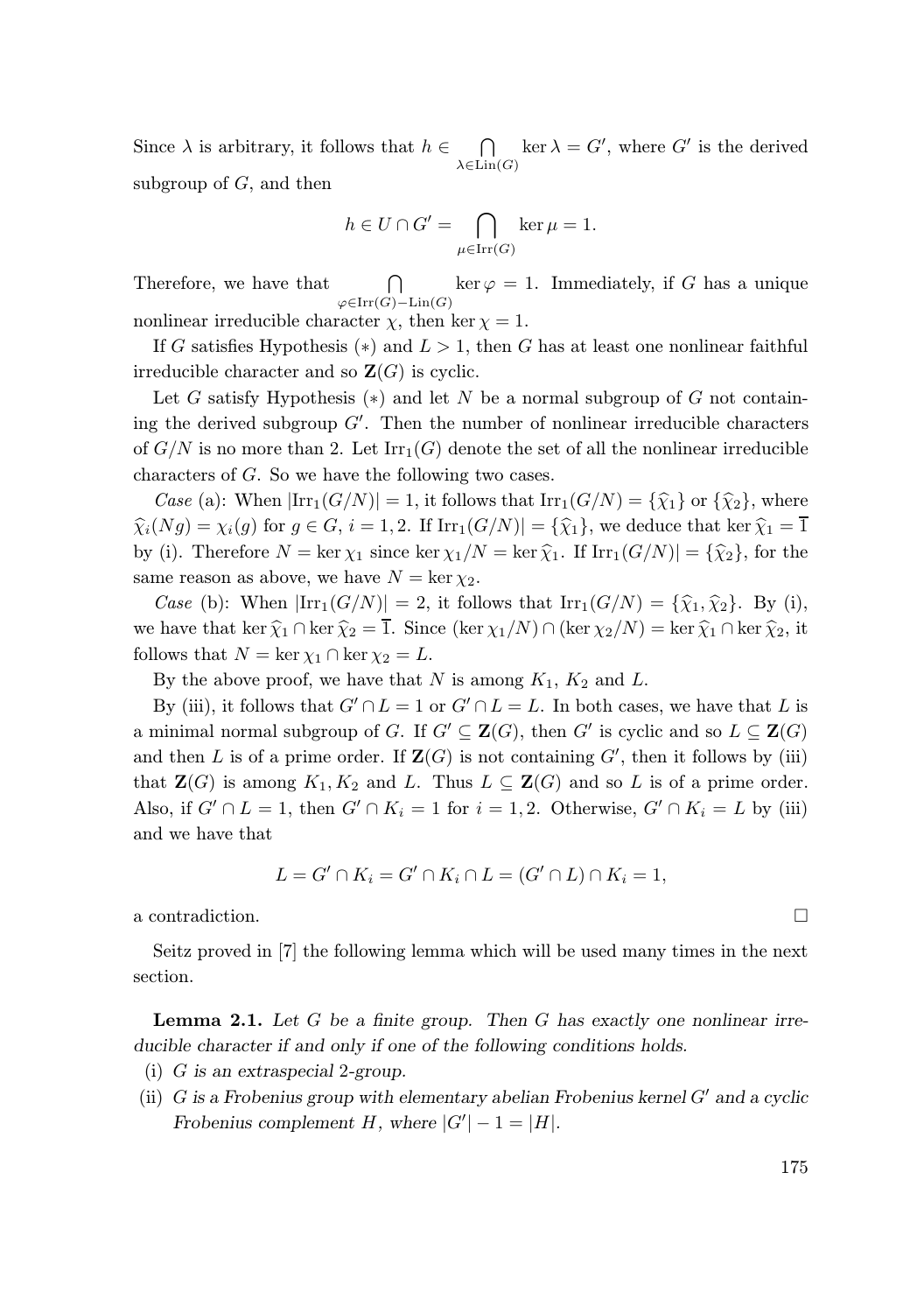Since $\lambda$ is arbitrary, it follows that $h \in \bigcap_{\lambda \in \mathrm{Lin}(G)} \ker \lambda = G'$, where $G'$ is the derived subgroup of $G$, and then

$$h \in U \cap G' = \bigcap_{\mu \in \mathrm{Irr}(G)} \ker \mu = 1.$$

Therefore, we have that $\bigcap_{\varphi \in \mathrm{Irr}(G) - \mathrm{Lin}(G)} \ker \varphi = 1$. Immediately, if $G$ has a unique nonlinear irreducible character $\chi$, then $\ker \chi = 1$.

If $G$ satisfies Hypothesis $(*)$ and $L > 1$, then $G$ has at least one nonlinear faithful irreducible character and so $\mathbf{Z}(G)$ is cyclic.

Let $G$ satisfy Hypothesis $(*)$ and let $N$ be a normal subgroup of $G$ not containing the derived subgroup $G'$. Then the number of nonlinear irreducible characters of $G/N$ is no more than 2. Let $\mathrm{Irr}_1(G)$ denote the set of all the nonlinear irreducible characters of $G$. So we have the following two cases.

*Case* (a): When $|\mathrm{Irr}_1(G/N)| = 1$, it follows that $\mathrm{Irr}_1(G/N) = \{\widehat{\chi}_1\}$ or $\{\widehat{\chi}_2\}$, where $\widehat{\chi}_i(Ng) = \chi_i(g)$ for $g \in G$, $i = 1, 2$. If $\mathrm{Irr}_1(G/N)| = \{\widehat{\chi}_1\}$, we deduce that $\ker \widehat{\chi}_1 = \overline{1}$ by (i). Therefore $N = \ker \chi_1$ since $\ker \chi_1 / N = \ker \widehat{\chi}_1$. If $\mathrm{Irr}_1(G/N)| = \{\widehat{\chi}_2\}$, for the same reason as above, we have $N = \ker \chi_2$.

*Case* (b): When $|\mathrm{Irr}_1(G/N)| = 2$, it follows that $\mathrm{Irr}_1(G/N) = \{\widehat{\chi}_1, \widehat{\chi}_2\}$. By (i), we have that $\ker \widehat{\chi}_1 \cap \ker \widehat{\chi}_2 = \overline{1}$. Since $(\ker \chi_1/N) \cap (\ker \chi_2/N) = \ker \widehat{\chi}_1 \cap \ker \widehat{\chi}_2$, it follows that $N = \ker \chi_1 \cap \ker \chi_2 = L$.

By the above proof, we have that $N$ is among $K_1$, $K_2$ and $L$.

By (iii), it follows that $G' \cap L = 1$ or $G' \cap L = L$. In both cases, we have that $L$ is a minimal normal subgroup of $G$. If $G' \subseteq \mathbf{Z}(G)$, then $G'$ is cyclic and so $L \subseteq \mathbf{Z}(G)$ and then $L$ is of a prime order. If $\mathbf{Z}(G)$ is not containing $G'$, then it follows by (iii) that $\mathbf{Z}(G)$ is among $K_1, K_2$ and $L$. Thus $L \subseteq \mathbf{Z}(G)$ and so $L$ is of a prime order. Also, if $G' \cap L = 1$, then $G' \cap K_i = 1$ for $i = 1, 2$. Otherwise, $G' \cap K_i = L$ by (iii) and we have that

$$L = G' \cap K_i = G' \cap K_i \cap L = (G' \cap L) \cap K_i = 1,$$

a contradiction. $\square$

Seitz proved in [7] the following lemma which will be used many times in the next section.

**Lemma 2.1.** *Let $G$ be a finite group. Then $G$ has exactly one nonlinear irreducible character if and only if one of the following conditions holds.*

(i) *$G$ is an extraspecial 2-group.*

(ii) *$G$ is a Frobenius group with elementary abelian Frobenius kernel $G'$ and a cyclic Frobenius complement $H$, where $|G'| - 1 = |H|$.*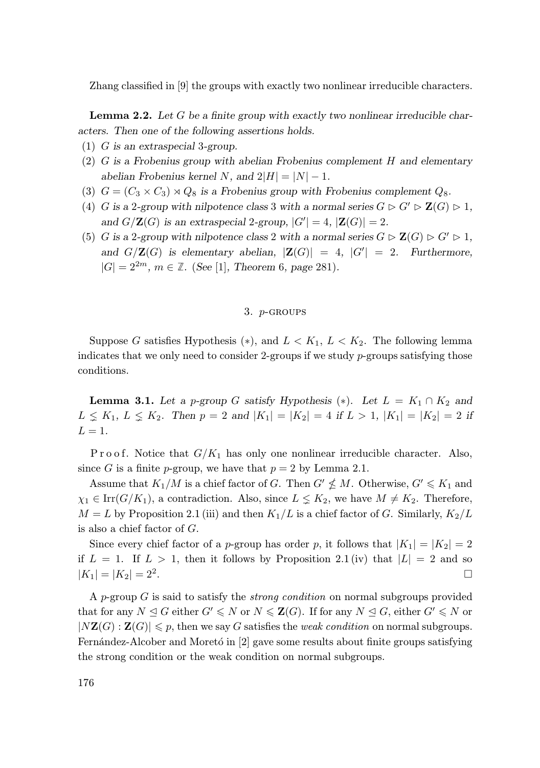Zhang classified in [9] the groups with exactly two nonlinear irreducible characters.

**Lemma 2.2.** *Let $G$ be a finite group with exactly two nonlinear irreducible characters. Then one of the following assertions holds.*

(1) *$G$ is an extraspecial 3-group.*

(2) *$G$ is a Frobenius group with abelian Frobenius complement $H$ and elementary abelian Frobenius kernel $N$, and $2|H| = |N| - 1$.*

(3) *$G = (C_3 \times C_3) \rtimes Q_8$ is a Frobenius group with Frobenius complement $Q_8$.*

(4) *$G$ is a 2-group with nilpotence class 3 with a normal series $G \rhd G' \rhd \mathbf{Z}(G) \rhd 1$, and $G/\mathbf{Z}(G)$ is an extraspecial 2-group, $|G'| = 4$, $|\mathbf{Z}(G)| = 2$.*

(5) *$G$ is a 2-group with nilpotence class 2 with a normal series $G \rhd \mathbf{Z}(G) \rhd G' \rhd 1$, and $G/\mathbf{Z}(G)$ is elementary abelian, $|\mathbf{Z}(G)| = 4$, $|G'| = 2$. Furthermore, $|G| = 2^{2m}$, $m \in \mathbb{Z}$. (See [1], Theorem 6, page 281).*

## 3. $p$-groups

Suppose $G$ satisfies Hypothesis $(*)$, and $L < K_1$, $L < K_2$. The following lemma indicates that we only need to consider 2-groups if we study $p$-groups satisfying those conditions.

**Lemma 3.1.** *Let a $p$-group $G$ satisfy Hypothesis $(*)$. Let $L = K_1 \cap K_2$ and $L \lneq K_1$, $L \lneq K_2$. Then $p = 2$ and $|K_1| = |K_2| = 4$ if $L > 1$, $|K_1| = |K_2| = 2$ if $L = 1$.*

Proof. Notice that $G/K_1$ has only one nonlinear irreducible character. Also, since $G$ is a finite $p$-group, we have that $p = 2$ by Lemma 2.1.

Assume that $K_1/M$ is a chief factor of $G$. Then $G' \nleq M$. Otherwise, $G' \leqslant K_1$ and $\chi_1 \in \operatorname{Irr}(G/K_1)$, a contradiction. Also, since $L \lneq K_2$, we have $M \neq K_2$. Therefore, $M = L$ by Proposition 2.1 (iii) and then $K_1/L$ is a chief factor of $G$. Similarly, $K_2/L$ is also a chief factor of $G$.

Since every chief factor of a $p$-group has order $p$, it follows that $|K_1| = |K_2| = 2$ if $L = 1$. If $L > 1$, then it follows by Proposition 2.1 (iv) that $|L| = 2$ and so $|K_1| = |K_2| = 2^2$. $\square$

A $p$-group $G$ is said to satisfy the *strong condition* on normal subgroups provided that for any $N \trianglelefteq G$ either $G' \leqslant N$ or $N \leqslant \mathbf{Z}(G)$. If for any $N \trianglelefteq G$, either $G' \leqslant N$ or $|N\mathbf{Z}(G) : \mathbf{Z}(G)| \leqslant p$, then we say $G$ satisfies the *weak condition* on normal subgroups. Fernández-Alcober and Moretó in [2] gave some results about finite groups satisfying the strong condition or the weak condition on normal subgroups.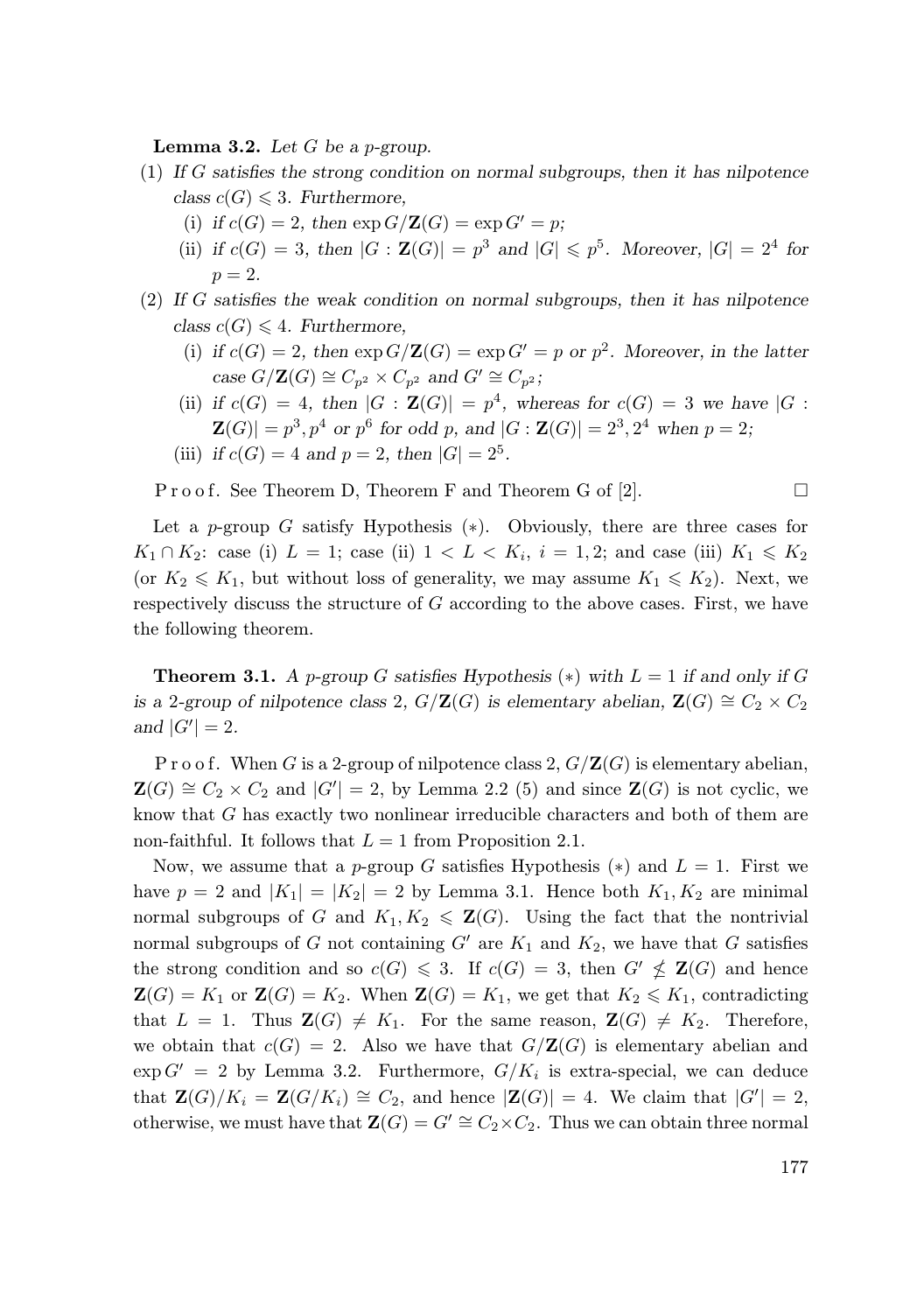**Lemma 3.2.** *Let $G$ be a $p$-group.*

(1) *If $G$ satisfies the strong condition on normal subgroups, then it has nilpotence class $c(G) \leqslant 3$. Furthermore,*
   (i) *if $c(G) = 2$, then $\exp G/\mathbf{Z}(G) = \exp G' = p$;*
   (ii) *if $c(G) = 3$, then $|G : \mathbf{Z}(G)| = p^3$ and $|G| \leqslant p^5$. Moreover, $|G| = 2^4$ for $p = 2$.*

(2) *If $G$ satisfies the weak condition on normal subgroups, then it has nilpotence class $c(G) \leqslant 4$. Furthermore,*
   (i) *if $c(G) = 2$, then $\exp G/\mathbf{Z}(G) = \exp G' = p$ or $p^2$. Moreover, in the latter case $G/\mathbf{Z}(G) \cong C_{p^2} \times C_{p^2}$ and $G' \cong C_{p^2}$;*
   (ii) *if $c(G) = 4$, then $|G : \mathbf{Z}(G)| = p^4$, whereas for $c(G) = 3$ we have $|G : \mathbf{Z}(G)| = p^3, p^4$ or $p^6$ for odd $p$, and $|G : \mathbf{Z}(G)| = 2^3, 2^4$ when $p = 2$;*
   (iii) *if $c(G) = 4$ and $p = 2$, then $|G| = 2^5$.*

Proof. See Theorem D, Theorem F and Theorem G of [2]. $\square$

Let a $p$-group $G$ satisfy Hypothesis $(*)$. Obviously, there are three cases for $K_1 \cap K_2$: case (i) $L = 1$; case (ii) $1 < L < K_i$, $i = 1, 2$; and case (iii) $K_1 \leqslant K_2$ (or $K_2 \leqslant K_1$, but without loss of generality, we may assume $K_1 \leqslant K_2$). Next, we respectively discuss the structure of $G$ according to the above cases. First, we have the following theorem.

**Theorem 3.1.** *A $p$-group $G$ satisfies Hypothesis $(*)$ with $L = 1$ if and only if $G$ is a 2-group of nilpotence class 2, $G/\mathbf{Z}(G)$ is elementary abelian, $\mathbf{Z}(G) \cong C_2 \times C_2$ and $|G'| = 2$.*

Proof. When $G$ is a 2-group of nilpotence class 2, $G/\mathbf{Z}(G)$ is elementary abelian, $\mathbf{Z}(G) \cong C_2 \times C_2$ and $|G'| = 2$, by Lemma 2.2 (5) and since $\mathbf{Z}(G)$ is not cyclic, we know that $G$ has exactly two nonlinear irreducible characters and both of them are non-faithful. It follows that $L = 1$ from Proposition 2.1.

Now, we assume that a $p$-group $G$ satisfies Hypothesis $(*)$ and $L = 1$. First we have $p = 2$ and $|K_1| = |K_2| = 2$ by Lemma 3.1. Hence both $K_1, K_2$ are minimal normal subgroups of $G$ and $K_1, K_2 \leqslant \mathbf{Z}(G)$. Using the fact that the nontrivial normal subgroups of $G$ not containing $G'$ are $K_1$ and $K_2$, we have that $G$ satisfies the strong condition and so $c(G) \leqslant 3$. If $c(G) = 3$, then $G' \nleqslant \mathbf{Z}(G)$ and hence $\mathbf{Z}(G) = K_1$ or $\mathbf{Z}(G) = K_2$. When $\mathbf{Z}(G) = K_1$, we get that $K_2 \leqslant K_1$, contradicting that $L = 1$. Thus $\mathbf{Z}(G) \neq K_1$. For the same reason, $\mathbf{Z}(G) \neq K_2$. Therefore, we obtain that $c(G) = 2$. Also we have that $G/\mathbf{Z}(G)$ is elementary abelian and $\exp G' = 2$ by Lemma 3.2. Furthermore, $G/K_i$ is extra-special, we can deduce that $\mathbf{Z}(G)/K_i = \mathbf{Z}(G/K_i) \cong C_2$, and hence $|\mathbf{Z}(G)| = 4$. We claim that $|G'| = 2$, otherwise, we must have that $\mathbf{Z}(G) = G' \cong C_2 \times C_2$. Thus we can obtain three normal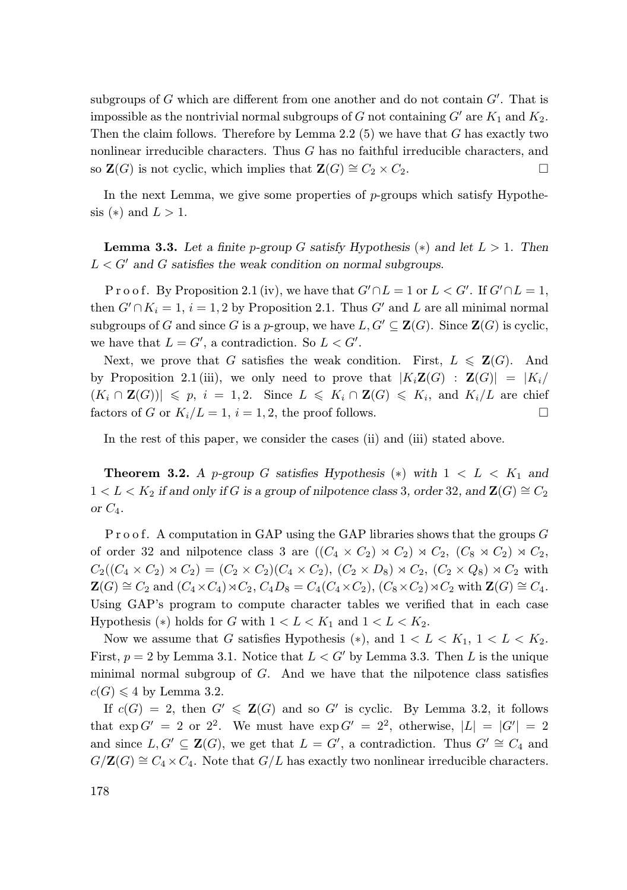subgroups of $G$ which are different from one another and do not contain $G'$. That is impossible as the nontrivial normal subgroups of $G$ not containing $G'$ are $K_1$ and $K_2$. Then the claim follows. Therefore by Lemma 2.2 (5) we have that $G$ has exactly two nonlinear irreducible characters. Thus $G$ has no faithful irreducible characters, and so $\mathbf{Z}(G)$ is not cyclic, which implies that $\mathbf{Z}(G) \cong C_2 \times C_2$. □

In the next Lemma, we give some properties of $p$-groups which satisfy Hypothesis $(*)$ and $L > 1$.

**Lemma 3.3.** *Let a finite $p$-group $G$ satisfy Hypothesis $(*)$ and let $L > 1$. Then $L < G'$ and $G$ satisfies the weak condition on normal subgroups.*

P r o o f. By Proposition 2.1 (iv), we have that $G' \cap L = 1$ or $L < G'$. If $G' \cap L = 1$, then $G' \cap K_i = 1$, $i = 1, 2$ by Proposition 2.1. Thus $G'$ and $L$ are all minimal normal subgroups of $G$ and since $G$ is a $p$-group, we have $L, G' \subseteq \mathbf{Z}(G)$. Since $\mathbf{Z}(G)$ is cyclic, we have that $L = G'$, a contradiction. So $L < G'$.

Next, we prove that $G$ satisfies the weak condition. First, $L \leqslant \mathbf{Z}(G)$. And by Proposition 2.1 (iii), we only need to prove that $|K_i\mathbf{Z}(G) : \mathbf{Z}(G)| = |K_i/(K_i \cap \mathbf{Z}(G))| \leqslant p$, $i = 1, 2$. Since $L \leqslant K_i \cap \mathbf{Z}(G) \leqslant K_i$, and $K_i/L$ are chief factors of $G$ or $K_i/L = 1$, $i = 1, 2$, the proof follows. □

In the rest of this paper, we consider the cases (ii) and (iii) stated above.

**Theorem 3.2.** *A $p$-group $G$ satisfies Hypothesis $(*)$ with $1 < L < K_1$ and $1 < L < K_2$ if and only if $G$ is a group of nilpotence class 3, order 32, and $\mathbf{Z}(G) \cong C_2$ or $C_4$.*

P r o o f. A computation in GAP using the GAP libraries shows that the groups $G$ of order 32 and nilpotence class 3 are $((C_4 \times C_2) \rtimes C_2) \rtimes C_2$, $(C_8 \rtimes C_2) \rtimes C_2$, $C_2((C_4 \times C_2) \rtimes C_2) = (C_2 \times C_2)(C_4 \times C_2)$, $(C_2 \times D_8) \rtimes C_2$, $(C_2 \times Q_8) \rtimes C_2$ with $\mathbf{Z}(G) \cong C_2$ and $(C_4 \times C_4) \rtimes C_2$, $C_4D_8 = C_4(C_4 \times C_2)$, $(C_8 \times C_2) \rtimes C_2$ with $\mathbf{Z}(G) \cong C_4$. Using GAP's program to compute character tables we verified that in each case Hypothesis $(*)$ holds for $G$ with $1 < L < K_1$ and $1 < L < K_2$.

Now we assume that $G$ satisfies Hypothesis $(*)$, and $1 < L < K_1$, $1 < L < K_2$. First, $p = 2$ by Lemma 3.1. Notice that $L < G'$ by Lemma 3.3. Then $L$ is the unique minimal normal subgroup of $G$. And we have that the nilpotence class satisfies $c(G) \leqslant 4$ by Lemma 3.2.

If $c(G) = 2$, then $G' \leqslant \mathbf{Z}(G)$ and so $G'$ is cyclic. By Lemma 3.2, it follows that $\exp G' = 2$ or $2^2$. We must have $\exp G' = 2^2$, otherwise, $|L| = |G'| = 2$ and since $L, G' \subseteq \mathbf{Z}(G)$, we get that $L = G'$, a contradiction. Thus $G' \cong C_4$ and $G/\mathbf{Z}(G) \cong C_4 \times C_4$. Note that $G/L$ has exactly two nonlinear irreducible characters.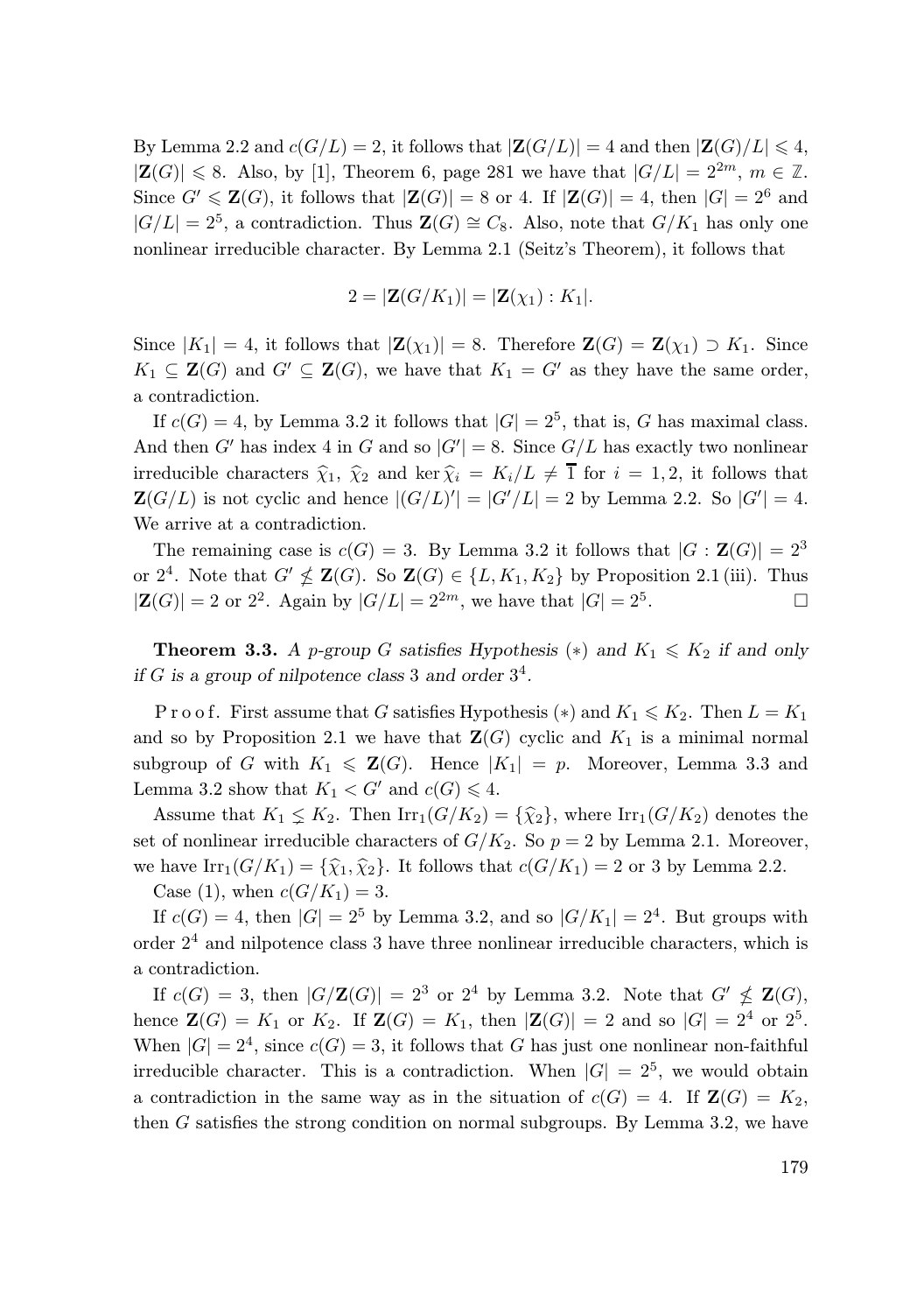By Lemma 2.2 and $c(G/L) = 2$, it follows that $|\mathbf{Z}(G/L)| = 4$ and then $|\mathbf{Z}(G)/L| \leqslant 4$, $|\mathbf{Z}(G)| \leqslant 8$. Also, by [1], Theorem 6, page 281 we have that $|G/L| = 2^{2m}$, $m \in \mathbb{Z}$. Since $G' \leqslant \mathbf{Z}(G)$, it follows that $|\mathbf{Z}(G)| = 8$ or 4. If $|\mathbf{Z}(G)| = 4$, then $|G| = 2^6$ and $|G/L| = 2^5$, a contradiction. Thus $\mathbf{Z}(G) \cong C_8$. Also, note that $G/K_1$ has only one nonlinear irreducible character. By Lemma 2.1 (Seitz's Theorem), it follows that

$$2 = |\mathbf{Z}(G/K_1)| = |\mathbf{Z}(\chi_1) : K_1|.$$

Since $|K_1| = 4$, it follows that $|\mathbf{Z}(\chi_1)| = 8$. Therefore $\mathbf{Z}(G) = \mathbf{Z}(\chi_1) \supset K_1$. Since $K_1 \subseteq \mathbf{Z}(G)$ and $G' \subseteq \mathbf{Z}(G)$, we have that $K_1 = G'$ as they have the same order, a contradiction.

If $c(G) = 4$, by Lemma 3.2 it follows that $|G| = 2^5$, that is, $G$ has maximal class. And then $G'$ has index 4 in $G$ and so $|G'| = 8$. Since $G/L$ has exactly two nonlinear irreducible characters $\widehat{\chi}_1$, $\widehat{\chi}_2$ and $\ker \widehat{\chi}_i = K_i/L \neq \overline{1}$ for $i = 1, 2$, it follows that $\mathbf{Z}(G/L)$ is not cyclic and hence $|(G/L)'| = |G'/L| = 2$ by Lemma 2.2. So $|G'| = 4$. We arrive at a contradiction.

The remaining case is $c(G) = 3$. By Lemma 3.2 it follows that $|G : \mathbf{Z}(G)| = 2^3$ or $2^4$. Note that $G' \nleq \mathbf{Z}(G)$. So $\mathbf{Z}(G) \in \{L, K_1, K_2\}$ by Proposition 2.1 (iii). Thus $|\mathbf{Z}(G)| = 2$ or $2^2$. Again by $|G/L| = 2^{2m}$, we have that $|G| = 2^5$. $\square$

**Theorem 3.3.** *A $p$-group $G$ satisfies Hypothesis $(*)$ and $K_1 \leqslant K_2$ if and only if $G$ is a group of nilpotence class 3 and order $3^4$.*

Proof. First assume that $G$ satisfies Hypothesis $(*)$ and $K_1 \leqslant K_2$. Then $L = K_1$ and so by Proposition 2.1 we have that $\mathbf{Z}(G)$ cyclic and $K_1$ is a minimal normal subgroup of $G$ with $K_1 \leqslant \mathbf{Z}(G)$. Hence $|K_1| = p$. Moreover, Lemma 3.3 and Lemma 3.2 show that $K_1 < G'$ and $c(G) \leqslant 4$.

Assume that $K_1 \lneq K_2$. Then $\mathrm{Irr}_1(G/K_2) = \{\widehat{\chi}_2\}$, where $\mathrm{Irr}_1(G/K_2)$ denotes the set of nonlinear irreducible characters of $G/K_2$. So $p = 2$ by Lemma 2.1. Moreover, we have $\mathrm{Irr}_1(G/K_1) = \{\widehat{\chi}_1, \widehat{\chi}_2\}$. It follows that $c(G/K_1) = 2$ or 3 by Lemma 2.2.

Case (1), when $c(G/K_1) = 3$.

If $c(G) = 4$, then $|G| = 2^5$ by Lemma 3.2, and so $|G/K_1| = 2^4$. But groups with order $2^4$ and nilpotence class 3 have three nonlinear irreducible characters, which is a contradiction.

If $c(G) = 3$, then $|G/\mathbf{Z}(G)| = 2^3$ or $2^4$ by Lemma 3.2. Note that $G' \nleq \mathbf{Z}(G)$, hence $\mathbf{Z}(G) = K_1$ or $K_2$. If $\mathbf{Z}(G) = K_1$, then $|\mathbf{Z}(G)| = 2$ and so $|G| = 2^4$ or $2^5$. When $|G| = 2^4$, since $c(G) = 3$, it follows that $G$ has just one nonlinear non-faithful irreducible character. This is a contradiction. When $|G| = 2^5$, we would obtain a contradiction in the same way as in the situation of $c(G) = 4$. If $\mathbf{Z}(G) = K_2$, then $G$ satisfies the strong condition on normal subgroups. By Lemma 3.2, we have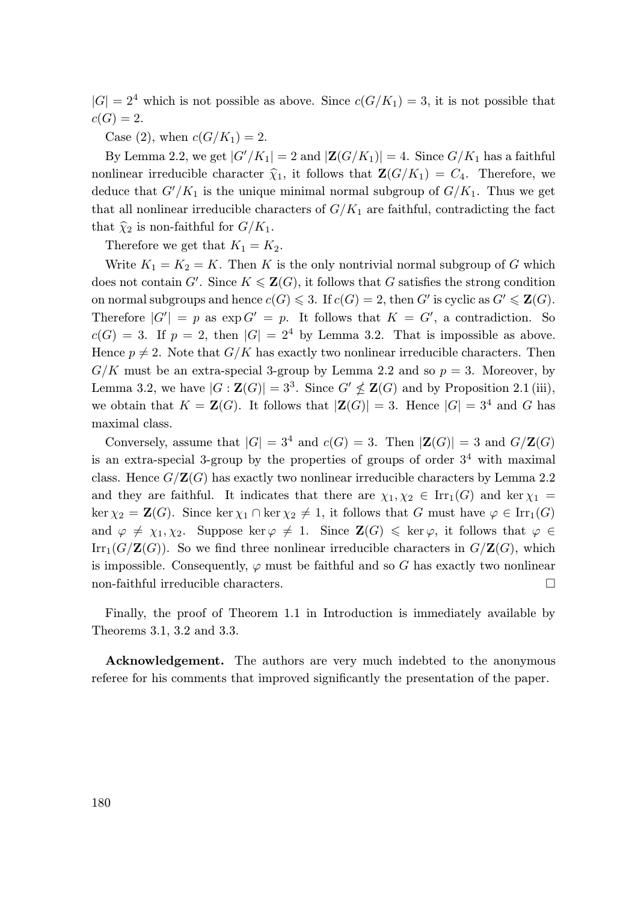$|G| = 2^4$ which is not possible as above. Since $c(G/K_1) = 3$, it is not possible that $c(G) = 2$.

Case (2), when $c(G/K_1) = 2$.

By Lemma 2.2, we get $|G'/K_1| = 2$ and $|\mathbf{Z}(G/K_1)| = 4$. Since $G/K_1$ has a faithful nonlinear irreducible character $\widehat{\chi}_1$, it follows that $\mathbf{Z}(G/K_1) = C_4$. Therefore, we deduce that $G'/K_1$ is the unique minimal normal subgroup of $G/K_1$. Thus we get that all nonlinear irreducible characters of $G/K_1$ are faithful, contradicting the fact that $\widehat{\chi}_2$ is non-faithful for $G/K_1$.

Therefore we get that $K_1 = K_2$.

Write $K_1 = K_2 = K$. Then $K$ is the only nontrivial normal subgroup of $G$ which does not contain $G'$. Since $K \leqslant \mathbf{Z}(G)$, it follows that $G$ satisfies the strong condition on normal subgroups and hence $c(G) \leqslant 3$. If $c(G) = 2$, then $G'$ is cyclic as $G' \leqslant \mathbf{Z}(G)$. Therefore $|G'| = p$ as $\exp G' = p$. It follows that $K = G'$, a contradiction. So $c(G) = 3$. If $p = 2$, then $|G| = 2^4$ by Lemma 3.2. That is impossible as above. Hence $p \neq 2$. Note that $G/K$ has exactly two nonlinear irreducible characters. Then $G/K$ must be an extra-special 3-group by Lemma 2.2 and so $p = 3$. Moreover, by Lemma 3.2, we have $|G : \mathbf{Z}(G)| = 3^3$. Since $G' \nleqslant \mathbf{Z}(G)$ and by Proposition 2.1 (iii), we obtain that $K = \mathbf{Z}(G)$. It follows that $|\mathbf{Z}(G)| = 3$. Hence $|G| = 3^4$ and $G$ has maximal class.

Conversely, assume that $|G| = 3^4$ and $c(G) = 3$. Then $|\mathbf{Z}(G)| = 3$ and $G/\mathbf{Z}(G)$ is an extra-special 3-group by the properties of groups of order $3^4$ with maximal class. Hence $G/\mathbf{Z}(G)$ has exactly two nonlinear irreducible characters by Lemma 2.2 and they are faithful. It indicates that there are $\chi_1, \chi_2 \in \mathrm{Irr}_1(G)$ and $\ker \chi_1 = \ker \chi_2 = \mathbf{Z}(G)$. Since $\ker \chi_1 \cap \ker \chi_2 \neq 1$, it follows that $G$ must have $\varphi \in \mathrm{Irr}_1(G)$ and $\varphi \neq \chi_1, \chi_2$. Suppose $\ker \varphi \neq 1$. Since $\mathbf{Z}(G) \leqslant \ker \varphi$, it follows that $\varphi \in \mathrm{Irr}_1(G/\mathbf{Z}(G))$. So we find three nonlinear irreducible characters in $G/\mathbf{Z}(G)$, which is impossible. Consequently, $\varphi$ must be faithful and so $G$ has exactly two nonlinear non-faithful irreducible characters. $\square$

Finally, the proof of Theorem 1.1 in Introduction is immediately available by Theorems 3.1, 3.2 and 3.3.

**Acknowledgement.** The authors are very much indebted to the anonymous referee for his comments that improved significantly the presentation of the paper.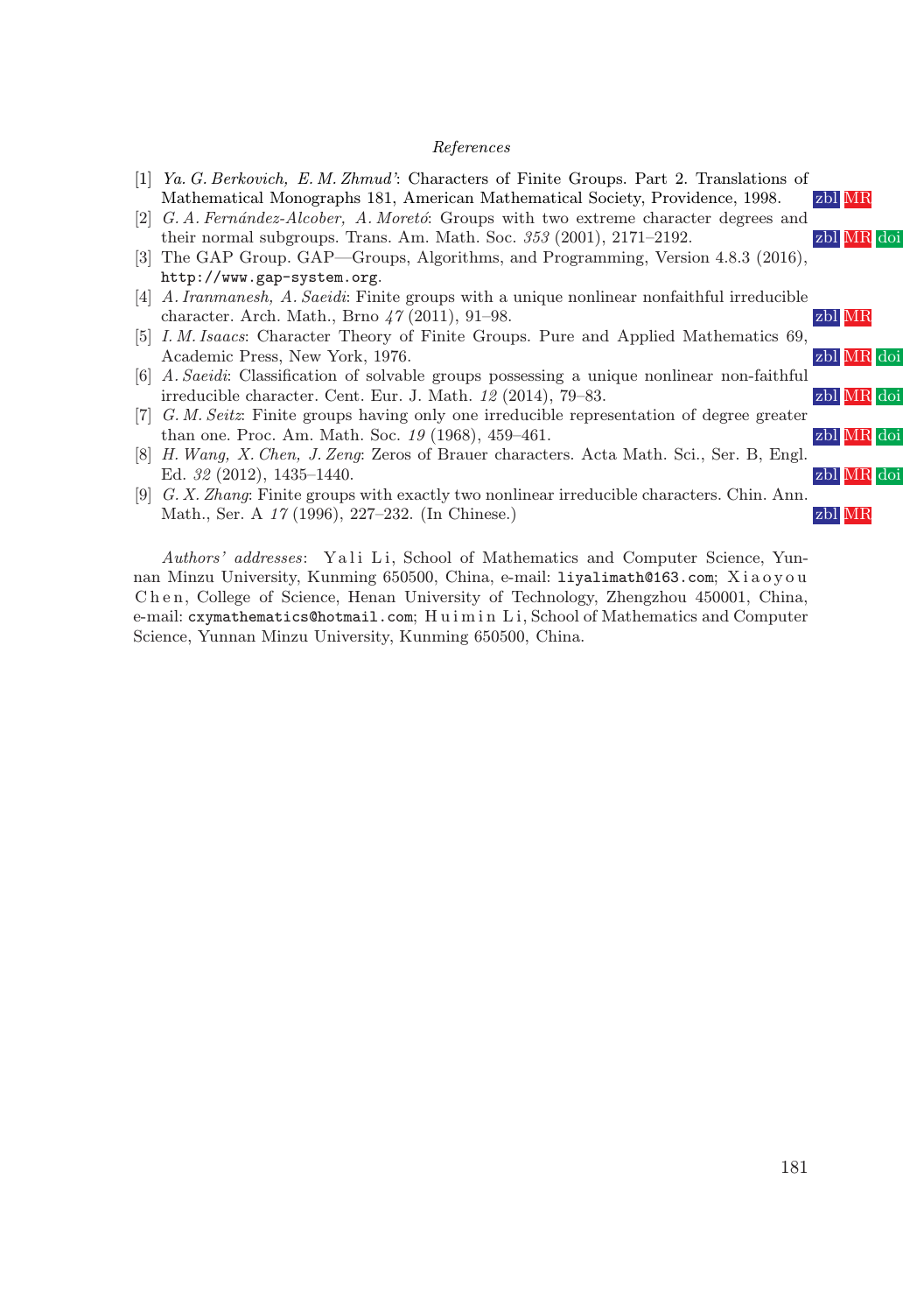## References

[1] *Ya. G. Berkovich, E. M. Zhmud'*: Characters of Finite Groups. Part 2. Translations of Mathematical Monographs 181, American Mathematical Society, Providence, 1998. zbl MR

[2] *G. A. Fernández-Alcober, A. Moretó*: Groups with two extreme character degrees and their normal subgroups. Trans. Am. Math. Soc. *353* (2001), 2171–2192. zbl MR doi

[3] The GAP Group. GAP—Groups, Algorithms, and Programming, Version 4.8.3 (2016), `http://www.gap-system.org`.

[4] *A. Iranmanesh, A. Saeidi*: Finite groups with a unique nonlinear nonfaithful irreducible character. Arch. Math., Brno *47* (2011), 91–98. zbl MR

[5] *I. M. Isaacs*: Character Theory of Finite Groups. Pure and Applied Mathematics 69, Academic Press, New York, 1976. zbl MR doi

[6] *A. Saeidi*: Classification of solvable groups possessing a unique nonlinear non-faithful irreducible character. Cent. Eur. J. Math. *12* (2014), 79–83. zbl MR doi

[7] *G. M. Seitz*: Finite groups having only one irreducible representation of degree greater than one. Proc. Am. Math. Soc. *19* (1968), 459–461. zbl MR doi

[8] *H. Wang, X. Chen, J. Zeng*: Zeros of Brauer characters. Acta Math. Sci., Ser. B, Engl. Ed. *32* (2012), 1435–1440. zbl MR doi

[9] *G. X. Zhang*: Finite groups with exactly two nonlinear irreducible characters. Chin. Ann. Math., Ser. A *17* (1996), 227–232. (In Chinese.) zbl MR

*Authors' addresses*: Yali Li, School of Mathematics and Computer Science, Yunnan Minzu University, Kunming 650500, China, e-mail: `liyalimath@163.com`; Xiaoyou Chen, College of Science, Henan University of Technology, Zhengzhou 450001, China, e-mail: `cxymathematics@hotmail.com`; Huimin Li, School of Mathematics and Computer Science, Yunnan Minzu University, Kunming 650500, China.